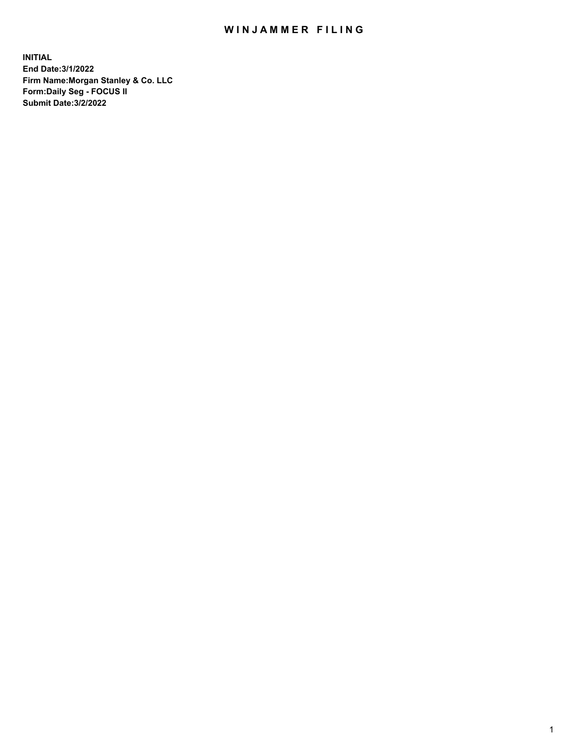# WINJAMMER FILING

**INITIAL**
**End Date:3/1/2022**
**Firm Name:Morgan Stanley & Co. LLC**
**Form:Daily Seg - FOCUS II**
**Submit Date:3/2/2022**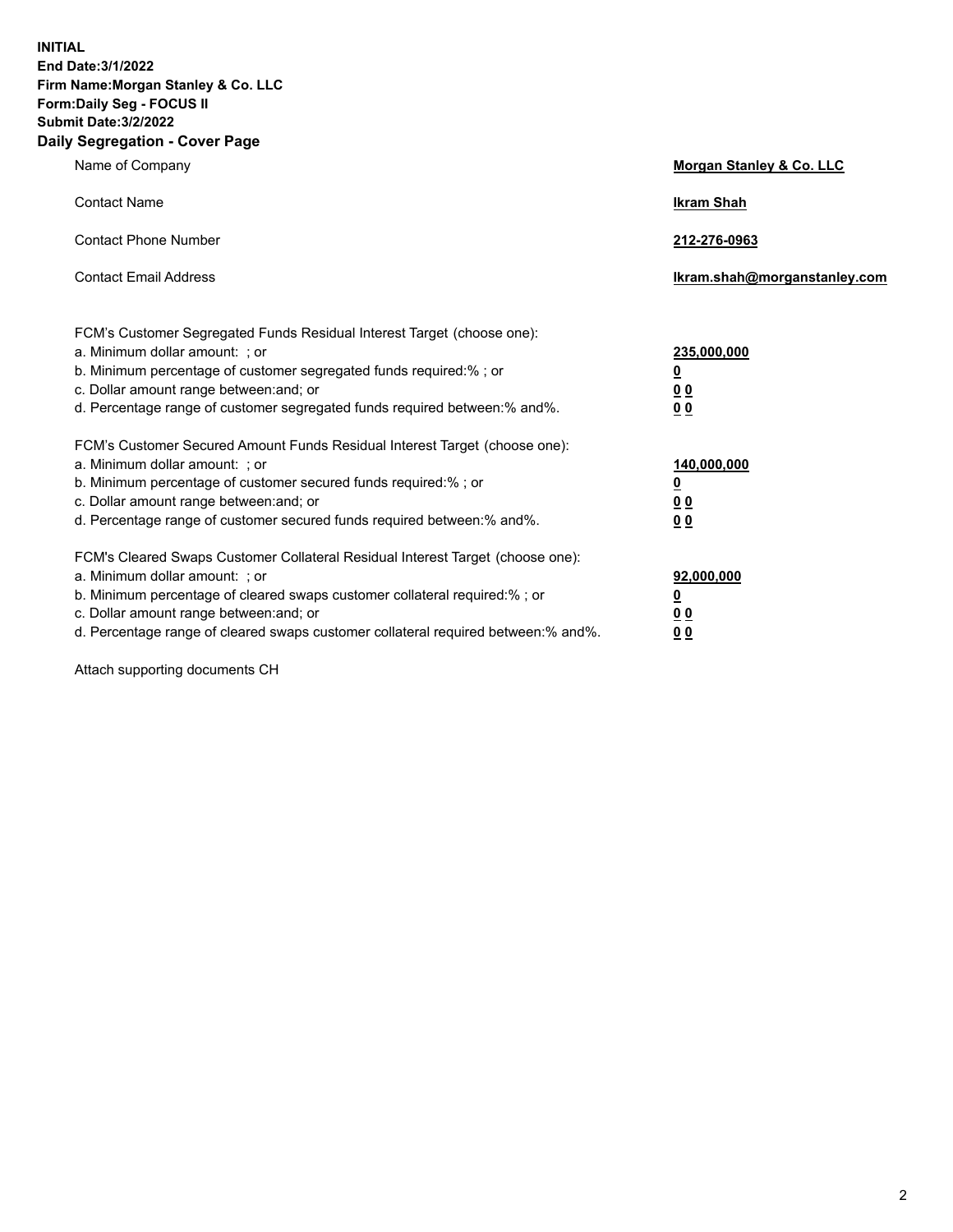**INITIAL**
**End Date:3/1/2022**
**Firm Name:Morgan Stanley & Co. LLC**
**Form:Daily Seg - FOCUS II**
**Submit Date:3/2/2022**

## Daily Segregation - Cover Page

| | |
|---|---|
| Name of Company | **Morgan Stanley & Co. LLC** |
| Contact Name | **Ikram Shah** |
| Contact Phone Number | **212-276-0963** |
| Contact Email Address | **Ikram.shah@morganstanley.com** |

| | |
|---|---|
| FCM's Customer Segregated Funds Residual Interest Target (choose one): | |
| a. Minimum dollar amount: ; or | **235,000,000** |
| b. Minimum percentage of customer segregated funds required:% ; or | **0** |
| c. Dollar amount range between:and; or | **0 0** |
| d. Percentage range of customer segregated funds required between:% and%. | **0 0** |
| FCM's Customer Secured Amount Funds Residual Interest Target (choose one): | |
| a. Minimum dollar amount: ; or | **140,000,000** |
| b. Minimum percentage of customer secured funds required:% ; or | **0** |
| c. Dollar amount range between:and; or | **0 0** |
| d. Percentage range of customer secured funds required between:% and%. | **0 0** |
| FCM's Cleared Swaps Customer Collateral Residual Interest Target (choose one): | |
| a. Minimum dollar amount: ; or | **92,000,000** |
| b. Minimum percentage of cleared swaps customer collateral required:% ; or | **0** |
| c. Dollar amount range between:and; or | **0 0** |
| d. Percentage range of cleared swaps customer collateral required between:% and%. | **0 0** |

Attach supporting documents CH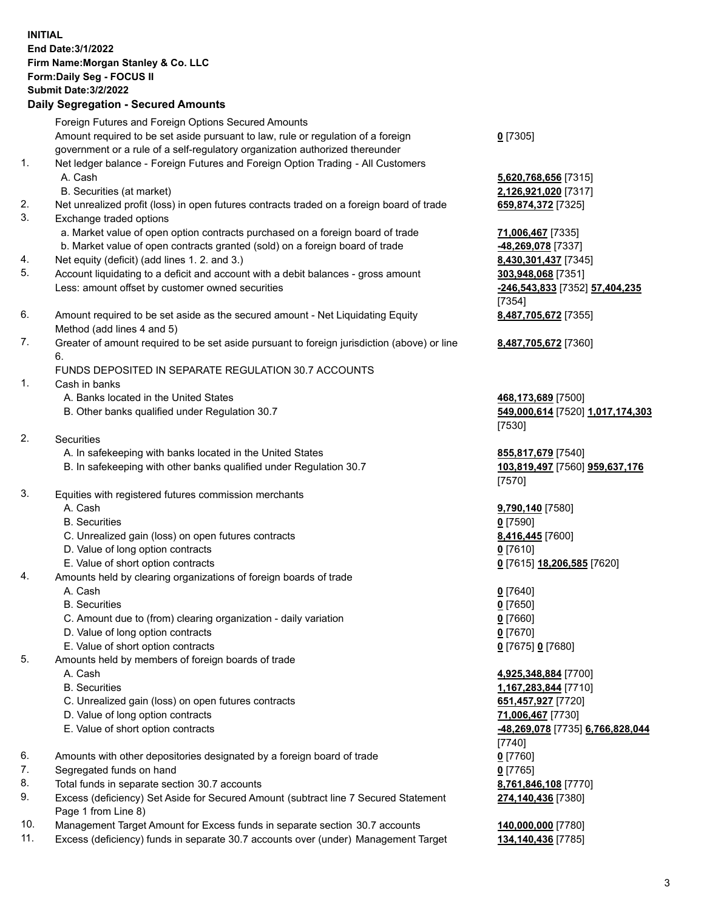**INITIAL**
**End Date:3/1/2022**
**Firm Name:Morgan Stanley & Co. LLC**
**Form:Daily Seg - FOCUS II**
**Submit Date:3/2/2022**

## Daily Segregation - Secured Amounts

| | | |
|---|---|---|
| | Foreign Futures and Foreign Options Secured Amounts | |
| | Amount required to be set aside pursuant to law, rule or regulation of a foreign government or a rule of a self-regulatory organization authorized thereunder | **0** [7305] |
| 1. | Net ledger balance - Foreign Futures and Foreign Option Trading - All Customers | |
| | A. Cash | **5,620,768,656** [7315] |
| | B. Securities (at market) | **2,126,921,020** [7317] |
| 2. | Net unrealized profit (loss) in open futures contracts traded on a foreign board of trade | **659,874,372** [7325] |
| 3. | Exchange traded options | |
| | a. Market value of open option contracts purchased on a foreign board of trade | **71,006,467** [7335] |
| | b. Market value of open contracts granted (sold) on a foreign board of trade | **-48,269,078** [7337] |
| 4. | Net equity (deficit) (add lines 1. 2. and 3.) | **8,430,301,437** [7345] |
| 5. | Account liquidating to a deficit and account with a debit balances - gross amount | **303,948,068** [7351] |
| | Less: amount offset by customer owned securities | **-246,543,833** [7352] **57,404,235** [7354] |
| 6. | Amount required to be set aside as the secured amount - Net Liquidating Equity Method (add lines 4 and 5) | **8,487,705,672** [7355] |
| 7. | Greater of amount required to be set aside pursuant to foreign jurisdiction (above) or line 6. | **8,487,705,672** [7360] |
| | FUNDS DEPOSITED IN SEPARATE REGULATION 30.7 ACCOUNTS | |
| 1. | Cash in banks | |
| | A. Banks located in the United States | **468,173,689** [7500] |
| | B. Other banks qualified under Regulation 30.7 | **549,000,614** [7520] **1,017,174,303** [7530] |
| 2. | Securities | |
| | A. In safekeeping with banks located in the United States | **855,817,679** [7540] |
| | B. In safekeeping with other banks qualified under Regulation 30.7 | **103,819,497** [7560] **959,637,176** [7570] |
| 3. | Equities with registered futures commission merchants | |
| | A. Cash | **9,790,140** [7580] |
| | B. Securities | **0** [7590] |
| | C. Unrealized gain (loss) on open futures contracts | **8,416,445** [7600] |
| | D. Value of long option contracts | **0** [7610] |
| | E. Value of short option contracts | **0** [7615] **18,206,585** [7620] |
| 4. | Amounts held by clearing organizations of foreign boards of trade | |
| | A. Cash | **0** [7640] |
| | B. Securities | **0** [7650] |
| | C. Amount due to (from) clearing organization - daily variation | **0** [7660] |
| | D. Value of long option contracts | **0** [7670] |
| | E. Value of short option contracts | **0** [7675] **0** [7680] |
| 5. | Amounts held by members of foreign boards of trade | |
| | A. Cash | **4,925,348,884** [7700] |
| | B. Securities | **1,167,283,844** [7710] |
| | C. Unrealized gain (loss) on open futures contracts | **651,457,927** [7720] |
| | D. Value of long option contracts | **71,006,467** [7730] |
| | E. Value of short option contracts | **-48,269,078** [7735] **6,766,828,044** [7740] |
| 6. | Amounts with other depositories designated by a foreign board of trade | **0** [7760] |
| 7. | Segregated funds on hand | **0** [7765] |
| 8. | Total funds in separate section 30.7 accounts | **8,761,846,108** [7770] |
| 9. | Excess (deficiency) Set Aside for Secured Amount (subtract line 7 Secured Statement Page 1 from Line 8) | **274,140,436** [7380] |
| 10. | Management Target Amount for Excess funds in separate section 30.7 accounts | **140,000,000** [7780] |
| 11. | Excess (deficiency) funds in separate 30.7 accounts over (under) Management Target | **134,140,436** [7785] |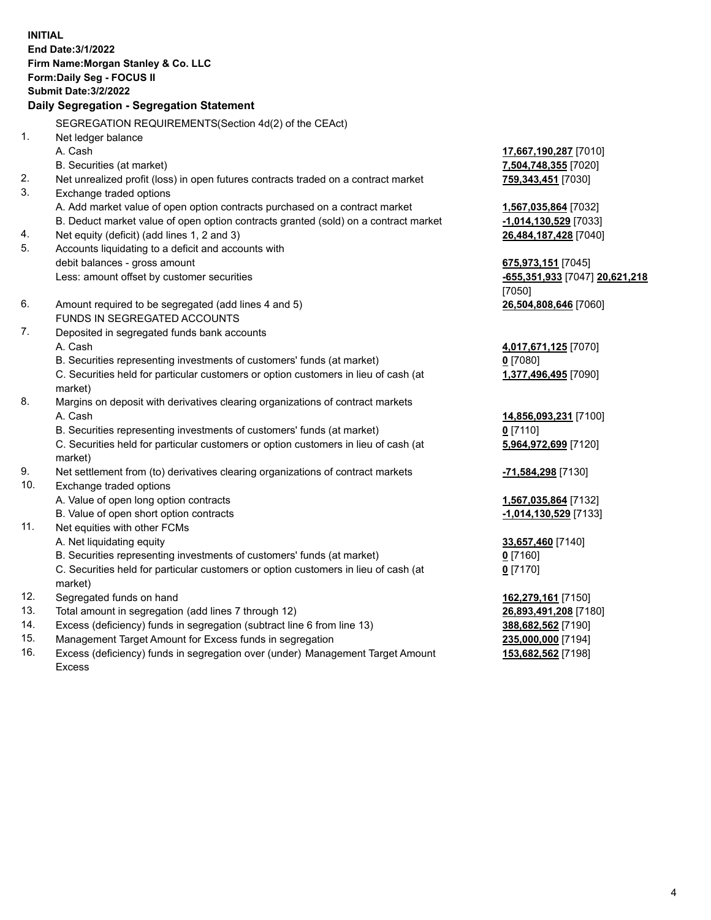**INITIAL**
**End Date:3/1/2022**
**Firm Name:Morgan Stanley & Co. LLC**
**Form:Daily Seg - FOCUS II**
**Submit Date:3/2/2022**

**Daily Segregation - Segregation Statement**

SEGREGATION REQUIREMENTS(Section 4d(2) of the CEAct)

| | | |
|---|---|---|
| 1. | Net ledger balance | |
| | A. Cash | **17,667,190,287** [7010] |
| | B. Securities (at market) | **7,504,748,355** [7020] |
| 2. | Net unrealized profit (loss) in open futures contracts traded on a contract market | **759,343,451** [7030] |
| 3. | Exchange traded options | |
| | A. Add market value of open option contracts purchased on a contract market | **1,567,035,864** [7032] |
| | B. Deduct market value of open option contracts granted (sold) on a contract market | **-1,014,130,529** [7033] |
| 4. | Net equity (deficit) (add lines 1, 2 and 3) | **26,484,187,428** [7040] |
| 5. | Accounts liquidating to a deficit and accounts with debit balances - gross amount | **675,973,151** [7045] |
| | Less: amount offset by customer securities | **-655,351,933** [7047] **20,621,218** [7050] |
| 6. | Amount required to be segregated (add lines 4 and 5) | **26,504,808,646** [7060] |
| | FUNDS IN SEGREGATED ACCOUNTS | |
| 7. | Deposited in segregated funds bank accounts | |
| | A. Cash | **4,017,671,125** [7070] |
| | B. Securities representing investments of customers' funds (at market) | **0** [7080] |
| | C. Securities held for particular customers or option customers in lieu of cash (at market) | **1,377,496,495** [7090] |
| 8. | Margins on deposit with derivatives clearing organizations of contract markets | |
| | A. Cash | **14,856,093,231** [7100] |
| | B. Securities representing investments of customers' funds (at market) | **0** [7110] |
| | C. Securities held for particular customers or option customers in lieu of cash (at market) | **5,964,972,699** [7120] |
| 9. | Net settlement from (to) derivatives clearing organizations of contract markets | **-71,584,298** [7130] |
| 10. | Exchange traded options | |
| | A. Value of open long option contracts | **1,567,035,864** [7132] |
| | B. Value of open short option contracts | **-1,014,130,529** [7133] |
| 11. | Net equities with other FCMs | |
| | A. Net liquidating equity | **33,657,460** [7140] |
| | B. Securities representing investments of customers' funds (at market) | **0** [7160] |
| | C. Securities held for particular customers or option customers in lieu of cash (at market) | **0** [7170] |
| 12. | Segregated funds on hand | **162,279,161** [7150] |
| 13. | Total amount in segregation (add lines 7 through 12) | **26,893,491,208** [7180] |
| 14. | Excess (deficiency) funds in segregation (subtract line 6 from line 13) | **388,682,562** [7190] |
| 15. | Management Target Amount for Excess funds in segregation | **235,000,000** [7194] |
| 16. | Excess (deficiency) funds in segregation over (under) Management Target Amount Excess | **153,682,562** [7198] |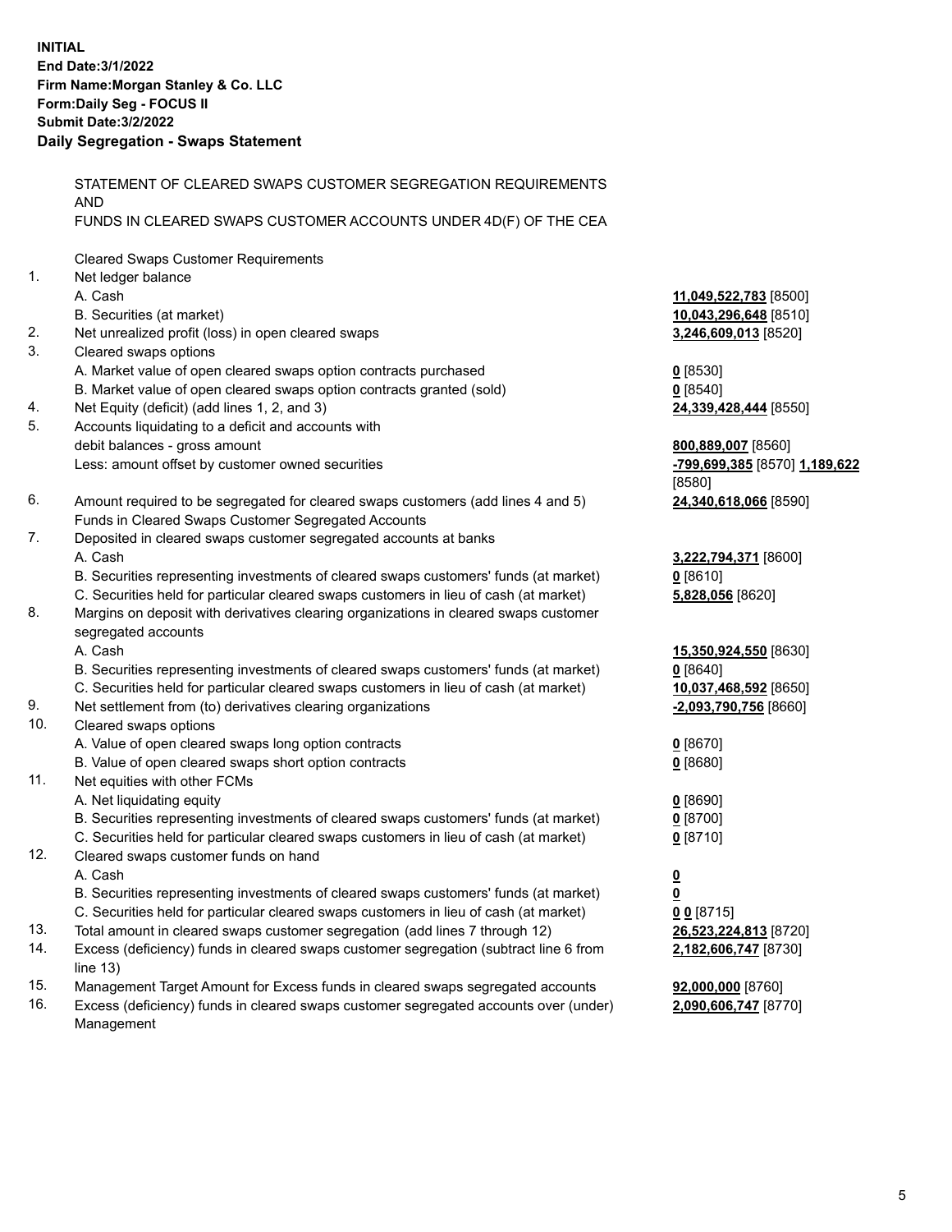**INITIAL**
**End Date:3/1/2022**
**Firm Name:Morgan Stanley & Co. LLC**
**Form:Daily Seg - FOCUS II**
**Submit Date:3/2/2022**
**Daily Segregation - Swaps Statement**

STATEMENT OF CLEARED SWAPS CUSTOMER SEGREGATION REQUIREMENTS AND FUNDS IN CLEARED SWAPS CUSTOMER ACCOUNTS UNDER 4D(F) OF THE CEA

| | | |
|---|---|---|
| | Cleared Swaps Customer Requirements | |
| 1. | Net ledger balance | |
| | A. Cash | **11,049,522,783** [8500] |
| | B. Securities (at market) | **10,043,296,648** [8510] |
| 2. | Net unrealized profit (loss) in open cleared swaps | **3,246,609,013** [8520] |
| 3. | Cleared swaps options | |
| | A. Market value of open cleared swaps option contracts purchased | **0** [8530] |
| | B. Market value of open cleared swaps option contracts granted (sold) | **0** [8540] |
| 4. | Net Equity (deficit) (add lines 1, 2, and 3) | **24,339,428,444** [8550] |
| 5. | Accounts liquidating to a deficit and accounts with debit balances - gross amount | **800,889,007** [8560] |
| | Less: amount offset by customer owned securities | **-799,699,385** [8570] **1,189,622** [8580] |
| 6. | Amount required to be segregated for cleared swaps customers (add lines 4 and 5) | **24,340,618,066** [8590] |
| | Funds in Cleared Swaps Customer Segregated Accounts | |
| 7. | Deposited in cleared swaps customer segregated accounts at banks | |
| | A. Cash | **3,222,794,371** [8600] |
| | B. Securities representing investments of cleared swaps customers' funds (at market) | **0** [8610] |
| | C. Securities held for particular cleared swaps customers in lieu of cash (at market) | **5,828,056** [8620] |
| 8. | Margins on deposit with derivatives clearing organizations in cleared swaps customer segregated accounts | |
| | A. Cash | **15,350,924,550** [8630] |
| | B. Securities representing investments of cleared swaps customers' funds (at market) | **0** [8640] |
| | C. Securities held for particular cleared swaps customers in lieu of cash (at market) | **10,037,468,592** [8650] |
| 9. | Net settlement from (to) derivatives clearing organizations | **-2,093,790,756** [8660] |
| 10. | Cleared swaps options | |
| | A. Value of open cleared swaps long option contracts | **0** [8670] |
| | B. Value of open cleared swaps short option contracts | **0** [8680] |
| 11. | Net equities with other FCMs | |
| | A. Net liquidating equity | **0** [8690] |
| | B. Securities representing investments of cleared swaps customers' funds (at market) | **0** [8700] |
| | C. Securities held for particular cleared swaps customers in lieu of cash (at market) | **0** [8710] |
| 12. | Cleared swaps customer funds on hand | |
| | A. Cash | **0** |
| | B. Securities representing investments of cleared swaps customers' funds (at market) | **0** |
| | C. Securities held for particular cleared swaps customers in lieu of cash (at market) | **0** **0** [8715] |
| 13. | Total amount in cleared swaps customer segregation (add lines 7 through 12) | **26,523,224,813** [8720] |
| 14. | Excess (deficiency) funds in cleared swaps customer segregation (subtract line 6 from line 13) | **2,182,606,747** [8730] |
| 15. | Management Target Amount for Excess funds in cleared swaps segregated accounts | **92,000,000** [8760] |
| 16. | Excess (deficiency) funds in cleared swaps customer segregated accounts over (under) Management | **2,090,606,747** [8770] |